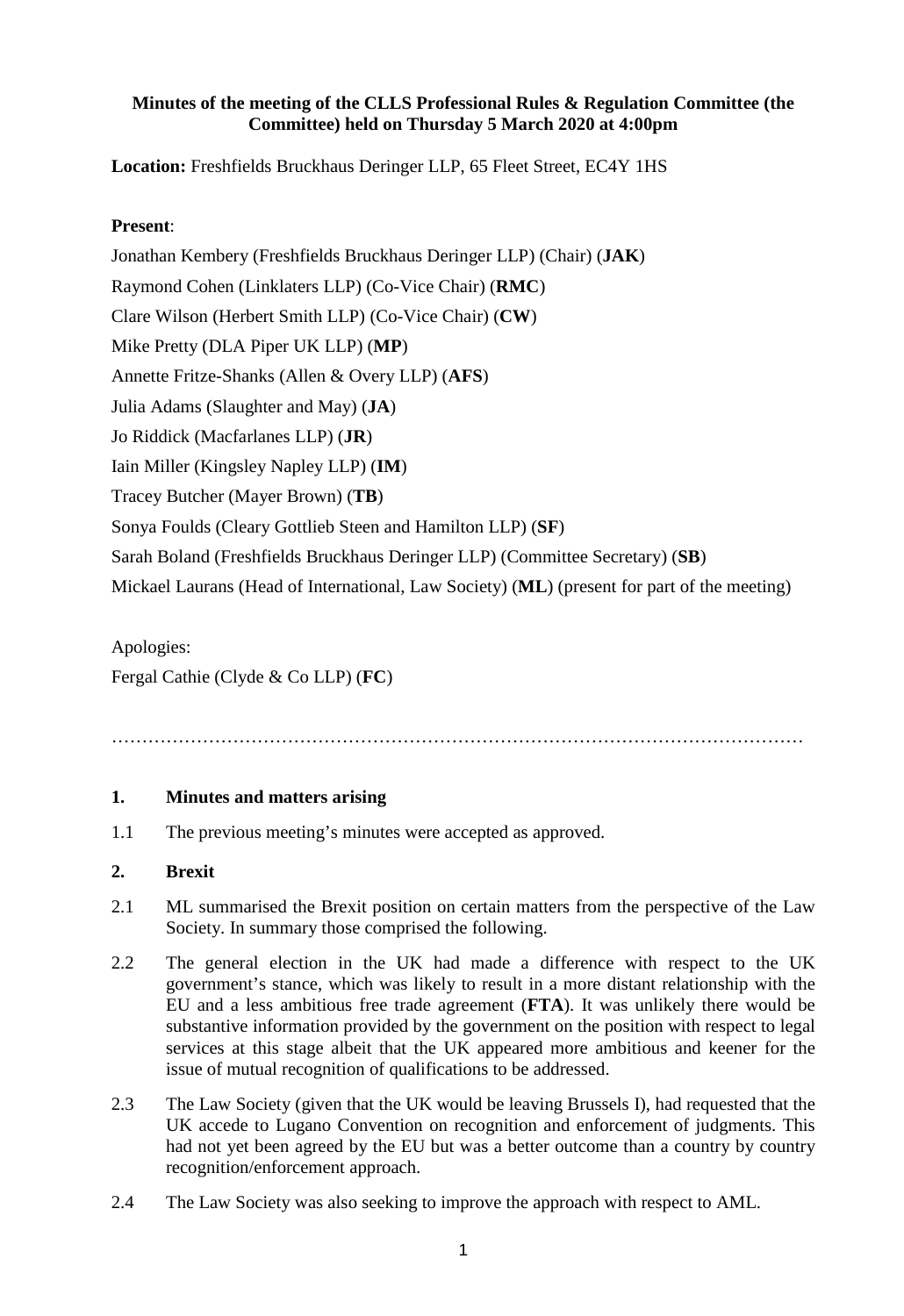**Minutes of the meeting of the CLLS Professional Rules & Regulation Committee (the Committee) held on Thursday 5 March 2020 at 4:00pm**

**Location:** Freshfields Bruckhaus Deringer LLP, 65 Fleet Street, EC4Y 1HS

**Present**:

Jonathan Kembery (Freshfields Bruckhaus Deringer LLP) (Chair) (**JAK**)

Raymond Cohen (Linklaters LLP) (Co-Vice Chair) (**RMC**)

Clare Wilson (Herbert Smith LLP) (Co-Vice Chair) (**CW**)

Mike Pretty (DLA Piper UK LLP) (**MP**)

Annette Fritze-Shanks (Allen & Overy LLP) (**AFS**)

Julia Adams (Slaughter and May) (**JA**)

Jo Riddick (Macfarlanes LLP) (**JR**)

Iain Miller (Kingsley Napley LLP) (**IM**)

Tracey Butcher (Mayer Brown) (**TB**)

Sonya Foulds (Cleary Gottlieb Steen and Hamilton LLP) (**SF**)

Sarah Boland (Freshfields Bruckhaus Deringer LLP) (Committee Secretary) (**SB**)

Mickael Laurans (Head of International, Law Society) (**ML**) (present for part of the meeting)

Apologies:

Fergal Cathie (Clyde & Co LLP) (**FC**)

…………………………………………………………………………………………………

## 1. Minutes and matters arising

1.1 The previous meeting's minutes were accepted as approved.

## 2. Brexit

2.1 ML summarised the Brexit position on certain matters from the perspective of the Law Society. In summary those comprised the following.

2.2 The general election in the UK had made a difference with respect to the UK government's stance, which was likely to result in a more distant relationship with the EU and a less ambitious free trade agreement (**FTA**). It was unlikely there would be substantive information provided by the government on the position with respect to legal services at this stage albeit that the UK appeared more ambitious and keener for the issue of mutual recognition of qualifications to be addressed.

2.3 The Law Society (given that the UK would be leaving Brussels I), had requested that the UK accede to Lugano Convention on recognition and enforcement of judgments. This had not yet been agreed by the EU but was a better outcome than a country by country recognition/enforcement approach.

2.4 The Law Society was also seeking to improve the approach with respect to AML.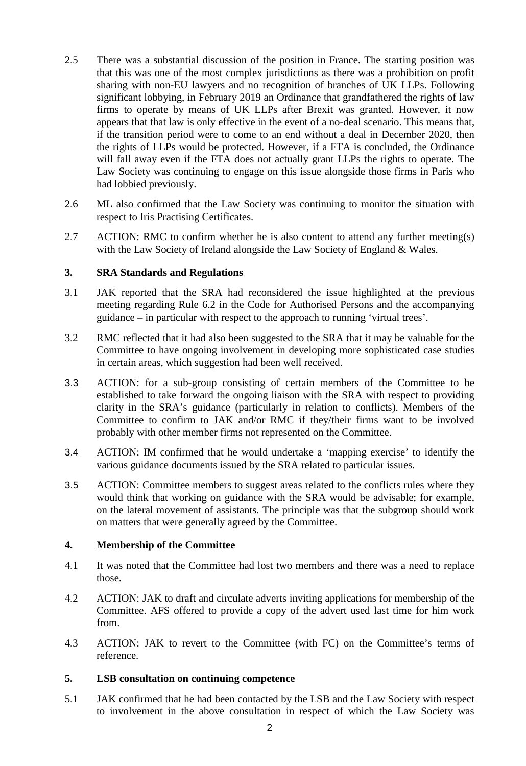2.5 There was a substantial discussion of the position in France. The starting position was that this was one of the most complex jurisdictions as there was a prohibition on profit sharing with non-EU lawyers and no recognition of branches of UK LLPs. Following significant lobbying, in February 2019 an Ordinance that grandfathered the rights of law firms to operate by means of UK LLPs after Brexit was granted. However, it now appears that that law is only effective in the event of a no-deal scenario. This means that, if the transition period were to come to an end without a deal in December 2020, then the rights of LLPs would be protected. However, if a FTA is concluded, the Ordinance will fall away even if the FTA does not actually grant LLPs the rights to operate. The Law Society was continuing to engage on this issue alongside those firms in Paris who had lobbied previously.

2.6 ML also confirmed that the Law Society was continuing to monitor the situation with respect to Iris Practising Certificates.

2.7 ACTION: RMC to confirm whether he is also content to attend any further meeting(s) with the Law Society of Ireland alongside the Law Society of England & Wales.

## 3. SRA Standards and Regulations

3.1 JAK reported that the SRA had reconsidered the issue highlighted at the previous meeting regarding Rule 6.2 in the Code for Authorised Persons and the accompanying guidance – in particular with respect to the approach to running 'virtual trees'.

3.2 RMC reflected that it had also been suggested to the SRA that it may be valuable for the Committee to have ongoing involvement in developing more sophisticated case studies in certain areas, which suggestion had been well received.

3.3 ACTION: for a sub-group consisting of certain members of the Committee to be established to take forward the ongoing liaison with the SRA with respect to providing clarity in the SRA's guidance (particularly in relation to conflicts). Members of the Committee to confirm to JAK and/or RMC if they/their firms want to be involved probably with other member firms not represented on the Committee.

3.4 ACTION: IM confirmed that he would undertake a 'mapping exercise' to identify the various guidance documents issued by the SRA related to particular issues.

3.5 ACTION: Committee members to suggest areas related to the conflicts rules where they would think that working on guidance with the SRA would be advisable; for example, on the lateral movement of assistants. The principle was that the subgroup should work on matters that were generally agreed by the Committee.

## 4. Membership of the Committee

4.1 It was noted that the Committee had lost two members and there was a need to replace those.

4.2 ACTION: JAK to draft and circulate adverts inviting applications for membership of the Committee. AFS offered to provide a copy of the advert used last time for him work from.

4.3 ACTION: JAK to revert to the Committee (with FC) on the Committee's terms of reference.

## 5. LSB consultation on continuing competence

5.1 JAK confirmed that he had been contacted by the LSB and the Law Society with respect to involvement in the above consultation in respect of which the Law Society was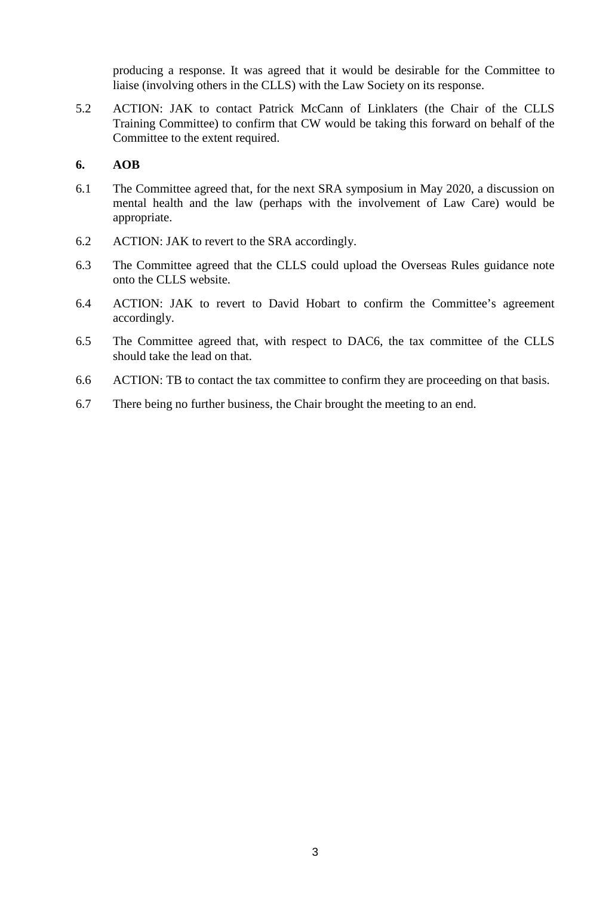producing a response. It was agreed that it would be desirable for the Committee to liaise (involving others in the CLLS) with the Law Society on its response.

5.2 ACTION: JAK to contact Patrick McCann of Linklaters (the Chair of the CLLS Training Committee) to confirm that CW would be taking this forward on behalf of the Committee to the extent required.

## 6. AOB

6.1 The Committee agreed that, for the next SRA symposium in May 2020, a discussion on mental health and the law (perhaps with the involvement of Law Care) would be appropriate.

6.2 ACTION: JAK to revert to the SRA accordingly.

6.3 The Committee agreed that the CLLS could upload the Overseas Rules guidance note onto the CLLS website.

6.4 ACTION: JAK to revert to David Hobart to confirm the Committee's agreement accordingly.

6.5 The Committee agreed that, with respect to DAC6, the tax committee of the CLLS should take the lead on that.

6.6 ACTION: TB to contact the tax committee to confirm they are proceeding on that basis.

6.7 There being no further business, the Chair brought the meeting to an end.